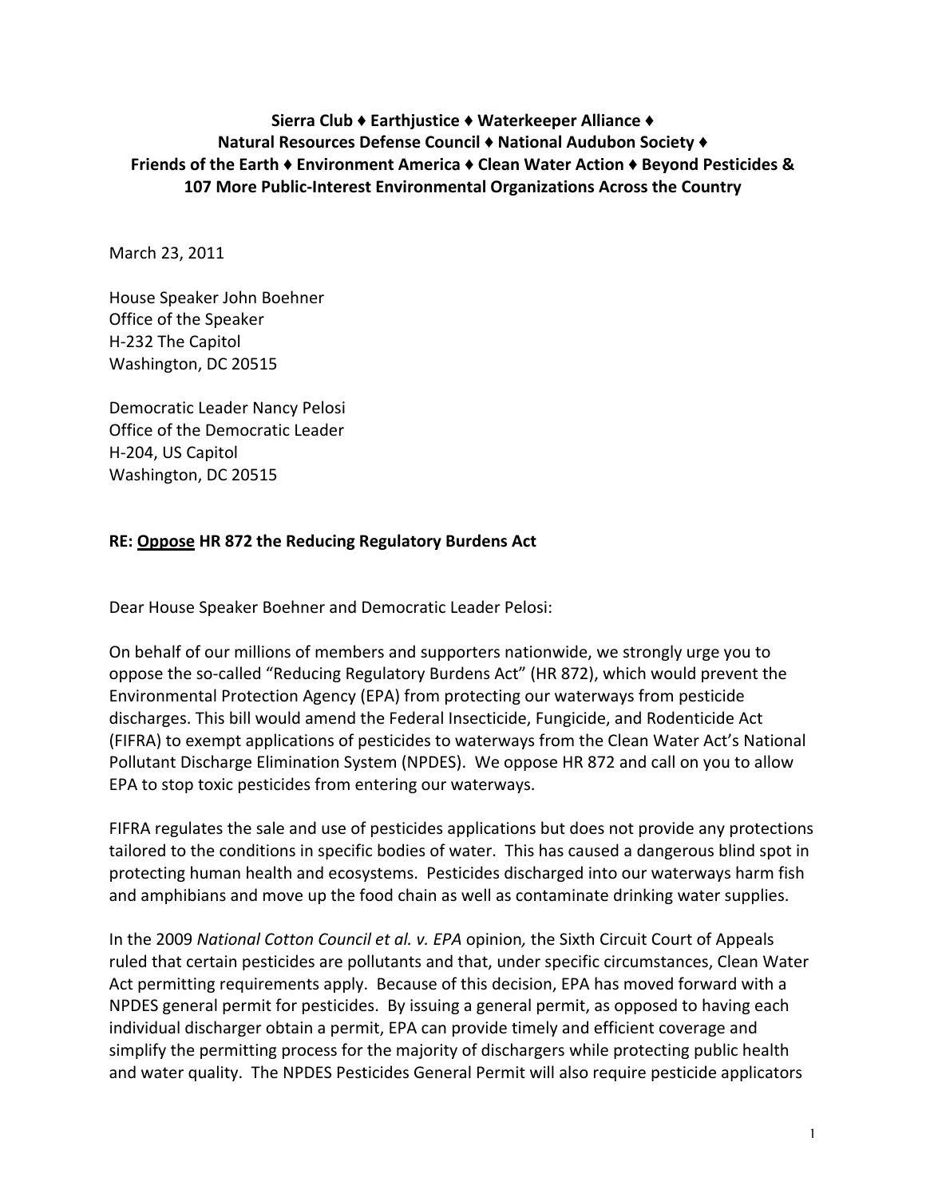**Sierra Club ♦ Earthjustice ♦ Waterkeeper Alliance ♦**
**Natural Resources Defense Council ♦ National Audubon Society ♦**
**Friends of the Earth ♦ Environment America ♦ Clean Water Action ♦ Beyond Pesticides &**
**107 More Public-Interest Environmental Organizations Across the Country**

March 23, 2011

House Speaker John Boehner
Office of the Speaker
H-232 The Capitol
Washington, DC 20515

Democratic Leader Nancy Pelosi
Office of the Democratic Leader
H-204, US Capitol
Washington, DC 20515

**RE: <u>Oppose</u> HR 872 the Reducing Regulatory Burdens Act**

Dear House Speaker Boehner and Democratic Leader Pelosi:

On behalf of our millions of members and supporters nationwide, we strongly urge you to oppose the so-called "Reducing Regulatory Burdens Act" (HR 872), which would prevent the Environmental Protection Agency (EPA) from protecting our waterways from pesticide discharges. This bill would amend the Federal Insecticide, Fungicide, and Rodenticide Act (FIFRA) to exempt applications of pesticides to waterways from the Clean Water Act's National Pollutant Discharge Elimination System (NPDES). We oppose HR 872 and call on you to allow EPA to stop toxic pesticides from entering our waterways.

FIFRA regulates the sale and use of pesticides applications but does not provide any protections tailored to the conditions in specific bodies of water. This has caused a dangerous blind spot in protecting human health and ecosystems. Pesticides discharged into our waterways harm fish and amphibians and move up the food chain as well as contaminate drinking water supplies.

In the 2009 *National Cotton Council et al. v. EPA* opinion*,* the Sixth Circuit Court of Appeals ruled that certain pesticides are pollutants and that, under specific circumstances, Clean Water Act permitting requirements apply. Because of this decision, EPA has moved forward with a NPDES general permit for pesticides. By issuing a general permit, as opposed to having each individual discharger obtain a permit, EPA can provide timely and efficient coverage and simplify the permitting process for the majority of dischargers while protecting public health and water quality. The NPDES Pesticides General Permit will also require pesticide applicators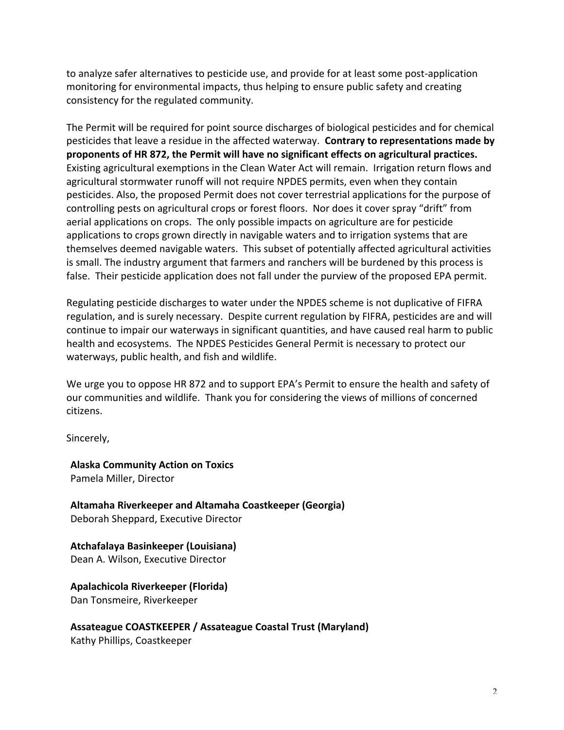to analyze safer alternatives to pesticide use, and provide for at least some post-application monitoring for environmental impacts, thus helping to ensure public safety and creating consistency for the regulated community.

The Permit will be required for point source discharges of biological pesticides and for chemical pesticides that leave a residue in the affected waterway. **Contrary to representations made by proponents of HR 872, the Permit will have no significant effects on agricultural practices.** Existing agricultural exemptions in the Clean Water Act will remain. Irrigation return flows and agricultural stormwater runoff will not require NPDES permits, even when they contain pesticides. Also, the proposed Permit does not cover terrestrial applications for the purpose of controlling pests on agricultural crops or forest floors. Nor does it cover spray "drift" from aerial applications on crops. The only possible impacts on agriculture are for pesticide applications to crops grown directly in navigable waters and to irrigation systems that are themselves deemed navigable waters. This subset of potentially affected agricultural activities is small. The industry argument that farmers and ranchers will be burdened by this process is false. Their pesticide application does not fall under the purview of the proposed EPA permit.

Regulating pesticide discharges to water under the NPDES scheme is not duplicative of FIFRA regulation, and is surely necessary. Despite current regulation by FIFRA, pesticides are and will continue to impair our waterways in significant quantities, and have caused real harm to public health and ecosystems. The NPDES Pesticides General Permit is necessary to protect our waterways, public health, and fish and wildlife.

We urge you to oppose HR 872 and to support EPA's Permit to ensure the health and safety of our communities and wildlife. Thank you for considering the views of millions of concerned citizens.

Sincerely,

**Alaska Community Action on Toxics**
Pamela Miller, Director

**Altamaha Riverkeeper and Altamaha Coastkeeper (Georgia)**
Deborah Sheppard, Executive Director

**Atchafalaya Basinkeeper (Louisiana)**
Dean A. Wilson, Executive Director

**Apalachicola Riverkeeper (Florida)**
Dan Tonsmeire, Riverkeeper

**Assateague COASTKEEPER / Assateague Coastal Trust (Maryland)**
Kathy Phillips, Coastkeeper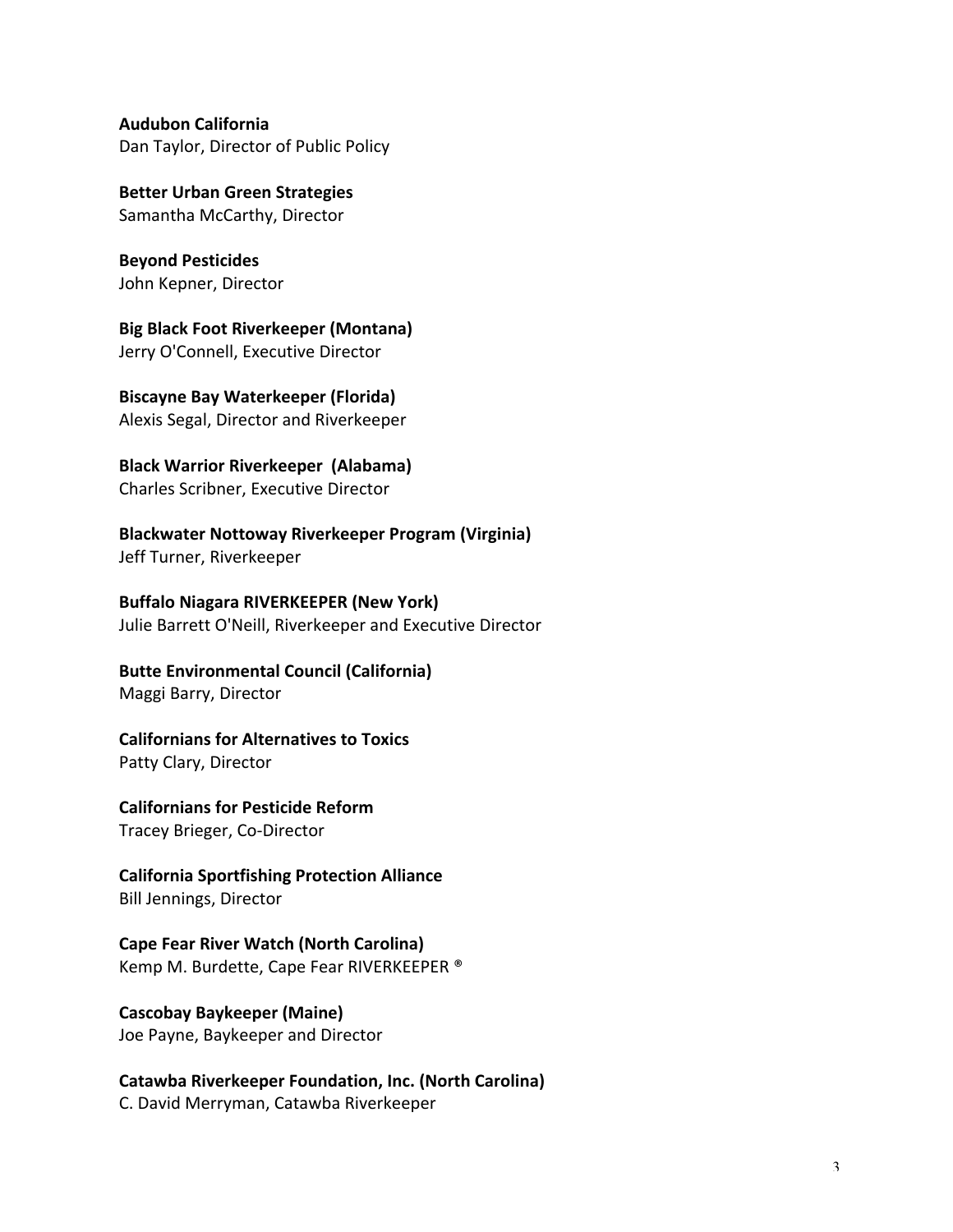**Audubon California**
Dan Taylor, Director of Public Policy

**Better Urban Green Strategies**
Samantha McCarthy, Director

**Beyond Pesticides**
John Kepner, Director

**Big Black Foot Riverkeeper (Montana)**
Jerry O'Connell, Executive Director

**Biscayne Bay Waterkeeper (Florida)**
Alexis Segal, Director and Riverkeeper

**Black Warrior Riverkeeper (Alabama)**
Charles Scribner, Executive Director

**Blackwater Nottoway Riverkeeper Program (Virginia)**
Jeff Turner, Riverkeeper

**Buffalo Niagara RIVERKEEPER (New York)**
Julie Barrett O'Neill, Riverkeeper and Executive Director

**Butte Environmental Council (California)**
Maggi Barry, Director

**Californians for Alternatives to Toxics**
Patty Clary, Director

**Californians for Pesticide Reform**
Tracey Brieger, Co-Director

**California Sportfishing Protection Alliance**
Bill Jennings, Director

**Cape Fear River Watch (North Carolina)**
Kemp M. Burdette, Cape Fear RIVERKEEPER ®

**Cascobay Baykeeper (Maine)**
Joe Payne, Baykeeper and Director

**Catawba Riverkeeper Foundation, Inc. (North Carolina)**
C. David Merryman, Catawba Riverkeeper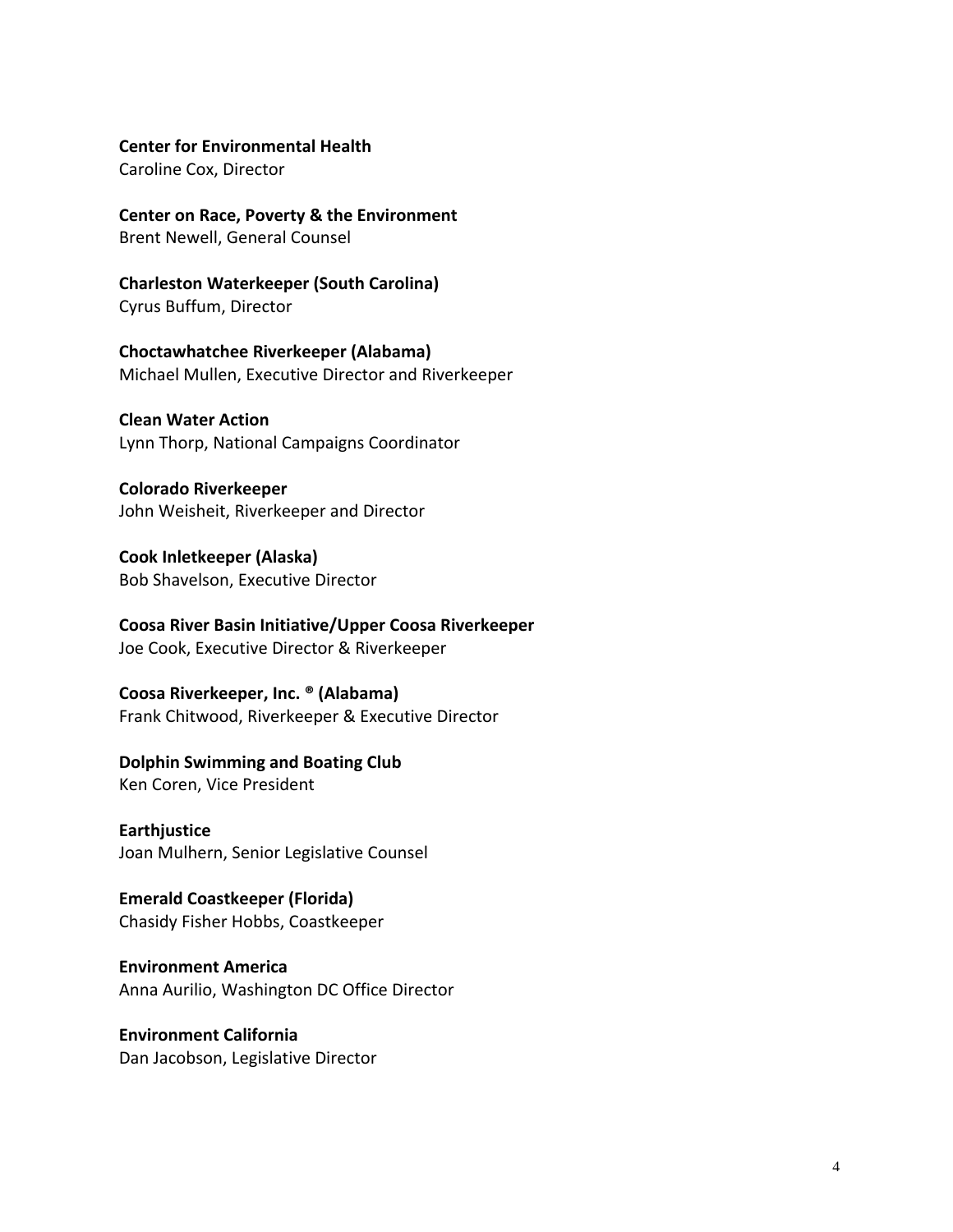**Center for Environmental Health**
Caroline Cox, Director

**Center on Race, Poverty & the Environment**
Brent Newell, General Counsel

**Charleston Waterkeeper (South Carolina)**
Cyrus Buffum, Director

**Choctawhatchee Riverkeeper (Alabama)**
Michael Mullen, Executive Director and Riverkeeper

**Clean Water Action**
Lynn Thorp, National Campaigns Coordinator

**Colorado Riverkeeper**
John Weisheit, Riverkeeper and Director

**Cook Inletkeeper (Alaska)**
Bob Shavelson, Executive Director

**Coosa River Basin Initiative/Upper Coosa Riverkeeper**
Joe Cook, Executive Director & Riverkeeper

**Coosa Riverkeeper, Inc. ® (Alabama)**
Frank Chitwood, Riverkeeper & Executive Director

**Dolphin Swimming and Boating Club**
Ken Coren, Vice President

**Earthjustice**
Joan Mulhern, Senior Legislative Counsel

**Emerald Coastkeeper (Florida)**
Chasidy Fisher Hobbs, Coastkeeper

**Environment America**
Anna Aurilio, Washington DC Office Director

**Environment California**
Dan Jacobson, Legislative Director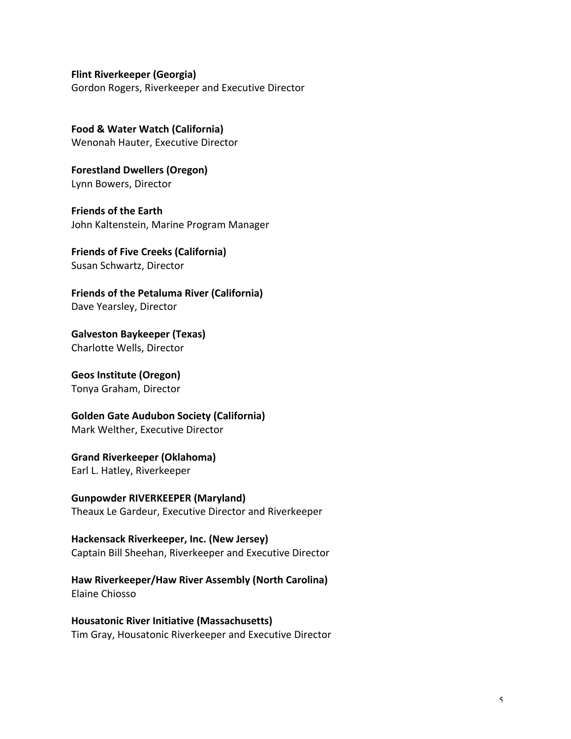**Flint Riverkeeper (Georgia)**
Gordon Rogers, Riverkeeper and Executive Director

**Food & Water Watch (California)**
Wenonah Hauter, Executive Director

**Forestland Dwellers (Oregon)**
Lynn Bowers, Director

**Friends of the Earth**
John Kaltenstein, Marine Program Manager

**Friends of Five Creeks (California)**
Susan Schwartz, Director

**Friends of the Petaluma River (California)**
Dave Yearsley, Director

**Galveston Baykeeper (Texas)**
Charlotte Wells, Director

**Geos Institute (Oregon)**
Tonya Graham, Director

**Golden Gate Audubon Society (California)**
Mark Welther, Executive Director

**Grand Riverkeeper (Oklahoma)**
Earl L. Hatley, Riverkeeper

**Gunpowder RIVERKEEPER (Maryland)**
Theaux Le Gardeur, Executive Director and Riverkeeper

**Hackensack Riverkeeper, Inc. (New Jersey)**
Captain Bill Sheehan, Riverkeeper and Executive Director

**Haw Riverkeeper/Haw River Assembly (North Carolina)**
Elaine Chiosso

**Housatonic River Initiative (Massachusetts)**
Tim Gray, Housatonic Riverkeeper and Executive Director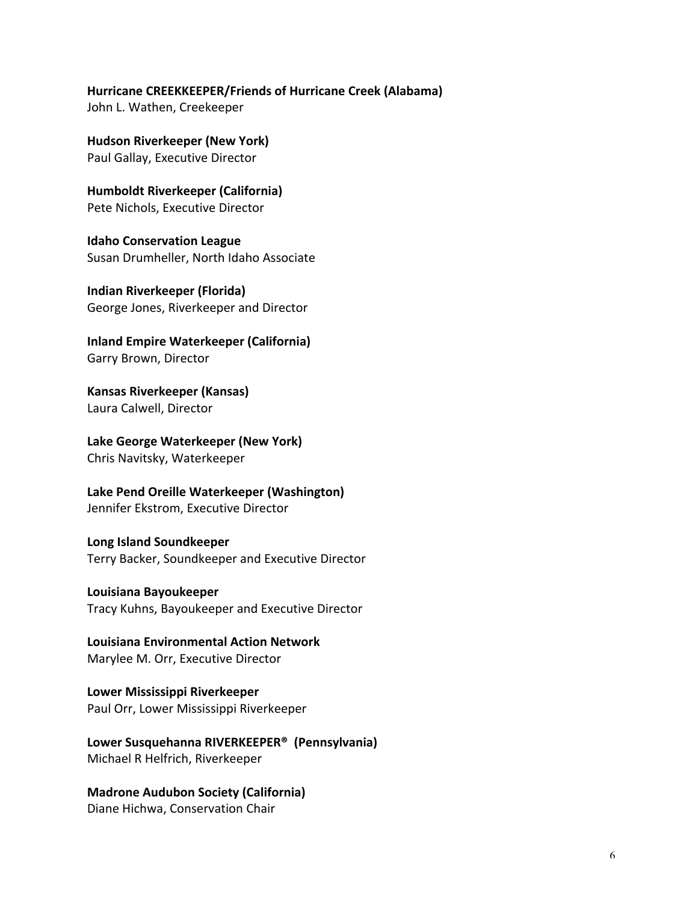**Hurricane CREEKKEEPER/Friends of Hurricane Creek (Alabama)**
John L. Wathen, Creekeeper

**Hudson Riverkeeper (New York)**
Paul Gallay, Executive Director

**Humboldt Riverkeeper (California)**
Pete Nichols, Executive Director

**Idaho Conservation League**
Susan Drumheller, North Idaho Associate

**Indian Riverkeeper (Florida)**
George Jones, Riverkeeper and Director

**Inland Empire Waterkeeper (California)**
Garry Brown, Director

**Kansas Riverkeeper (Kansas)**
Laura Calwell, Director

**Lake George Waterkeeper (New York)**
Chris Navitsky, Waterkeeper

**Lake Pend Oreille Waterkeeper (Washington)**
Jennifer Ekstrom, Executive Director

**Long Island Soundkeeper**
Terry Backer, Soundkeeper and Executive Director

**Louisiana Bayoukeeper**
Tracy Kuhns, Bayoukeeper and Executive Director

**Louisiana Environmental Action Network**
Marylee M. Orr, Executive Director

**Lower Mississippi Riverkeeper**
Paul Orr, Lower Mississippi Riverkeeper

**Lower Susquehanna RIVERKEEPER® (Pennsylvania)**
Michael R Helfrich, Riverkeeper

**Madrone Audubon Society (California)**
Diane Hichwa, Conservation Chair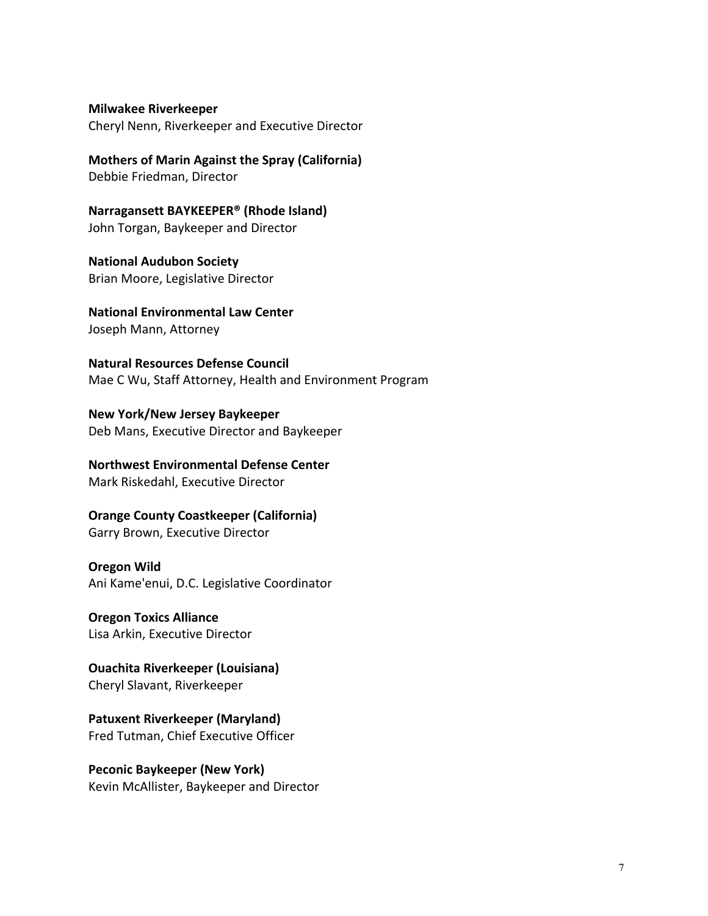**Milwakee Riverkeeper**
Cheryl Nenn, Riverkeeper and Executive Director

**Mothers of Marin Against the Spray (California)**
Debbie Friedman, Director

**Narragansett BAYKEEPER® (Rhode Island)**
John Torgan, Baykeeper and Director

**National Audubon Society**
Brian Moore, Legislative Director

**National Environmental Law Center**
Joseph Mann, Attorney

**Natural Resources Defense Council**
Mae C Wu, Staff Attorney, Health and Environment Program

**New York/New Jersey Baykeeper**
Deb Mans, Executive Director and Baykeeper

**Northwest Environmental Defense Center**
Mark Riskedahl, Executive Director

**Orange County Coastkeeper (California)**
Garry Brown, Executive Director

**Oregon Wild**
Ani Kame'enui, D.C. Legislative Coordinator

**Oregon Toxics Alliance**
Lisa Arkin, Executive Director

**Ouachita Riverkeeper (Louisiana)**
Cheryl Slavant, Riverkeeper

**Patuxent Riverkeeper (Maryland)**
Fred Tutman, Chief Executive Officer

**Peconic Baykeeper (New York)**
Kevin McAllister, Baykeeper and Director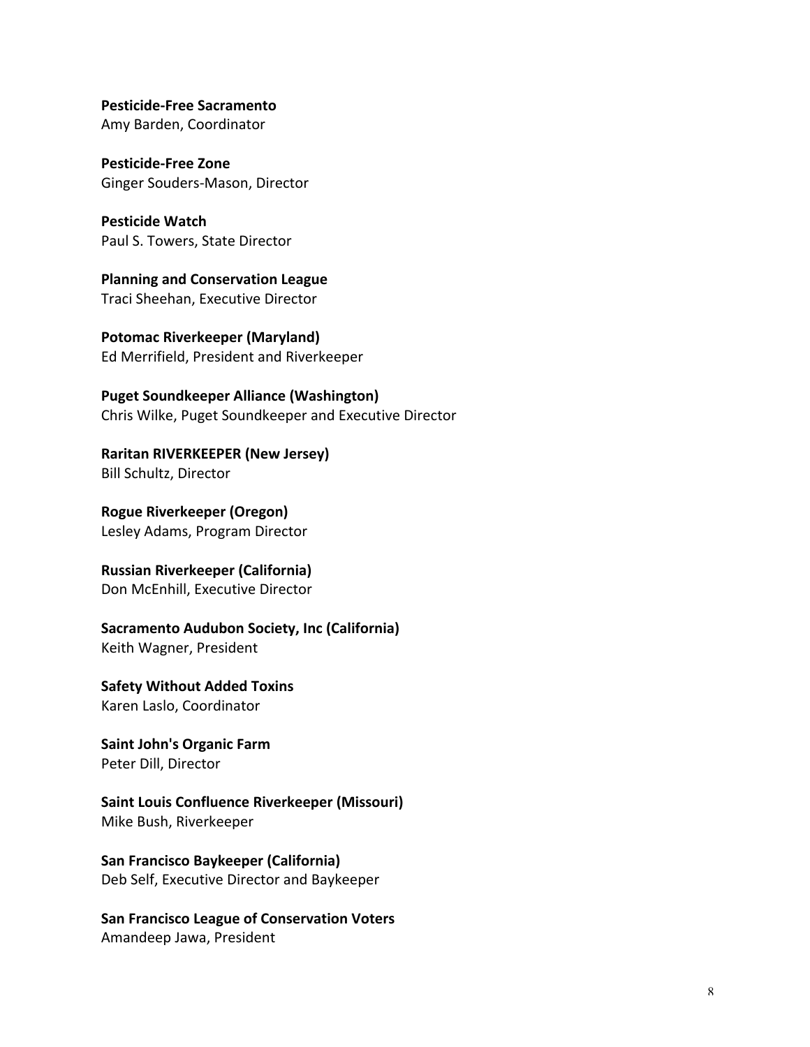**Pesticide-Free Sacramento**
Amy Barden, Coordinator

**Pesticide-Free Zone**
Ginger Souders-Mason, Director

**Pesticide Watch**
Paul S. Towers, State Director

**Planning and Conservation League**
Traci Sheehan, Executive Director

**Potomac Riverkeeper (Maryland)**
Ed Merrifield, President and Riverkeeper

**Puget Soundkeeper Alliance (Washington)**
Chris Wilke, Puget Soundkeeper and Executive Director

**Raritan RIVERKEEPER (New Jersey)**
Bill Schultz, Director

**Rogue Riverkeeper (Oregon)**
Lesley Adams, Program Director

**Russian Riverkeeper (California)**
Don McEnhill, Executive Director

**Sacramento Audubon Society, Inc (California)**
Keith Wagner, President

**Safety Without Added Toxins**
Karen Laslo, Coordinator

**Saint John's Organic Farm**
Peter Dill, Director

**Saint Louis Confluence Riverkeeper (Missouri)**
Mike Bush, Riverkeeper

**San Francisco Baykeeper (California)**
Deb Self, Executive Director and Baykeeper

**San Francisco League of Conservation Voters**
Amandeep Jawa, President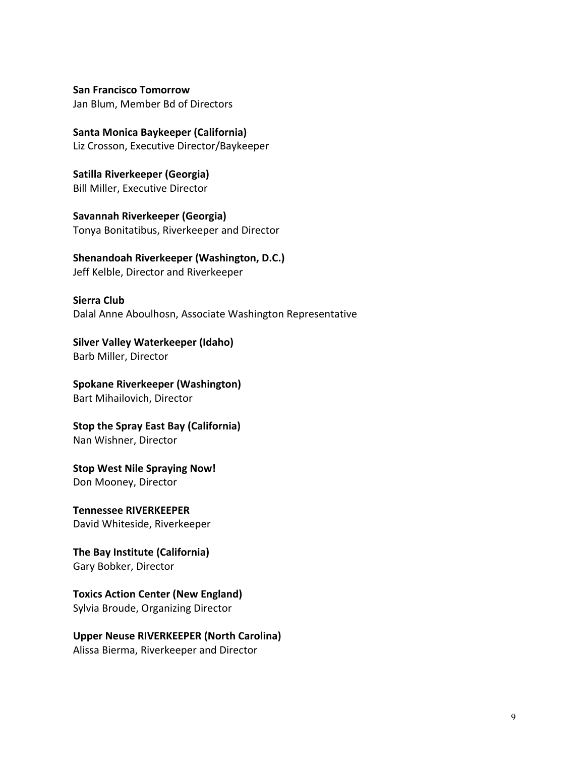**San Francisco Tomorrow**
Jan Blum, Member Bd of Directors

**Santa Monica Baykeeper (California)**
Liz Crosson, Executive Director/Baykeeper

**Satilla Riverkeeper (Georgia)**
Bill Miller, Executive Director

**Savannah Riverkeeper (Georgia)**
Tonya Bonitatibus, Riverkeeper and Director

**Shenandoah Riverkeeper (Washington, D.C.)**
Jeff Kelble, Director and Riverkeeper

**Sierra Club**
Dalal Anne Aboulhosn, Associate Washington Representative

**Silver Valley Waterkeeper (Idaho)**
Barb Miller, Director

**Spokane Riverkeeper (Washington)**
Bart Mihailovich, Director

**Stop the Spray East Bay (California)**
Nan Wishner, Director

**Stop West Nile Spraying Now!**
Don Mooney, Director

**Tennessee RIVERKEEPER**
David Whiteside, Riverkeeper

**The Bay Institute (California)**
Gary Bobker, Director

**Toxics Action Center (New England)**
Sylvia Broude, Organizing Director

**Upper Neuse RIVERKEEPER (North Carolina)**
Alissa Bierma, Riverkeeper and Director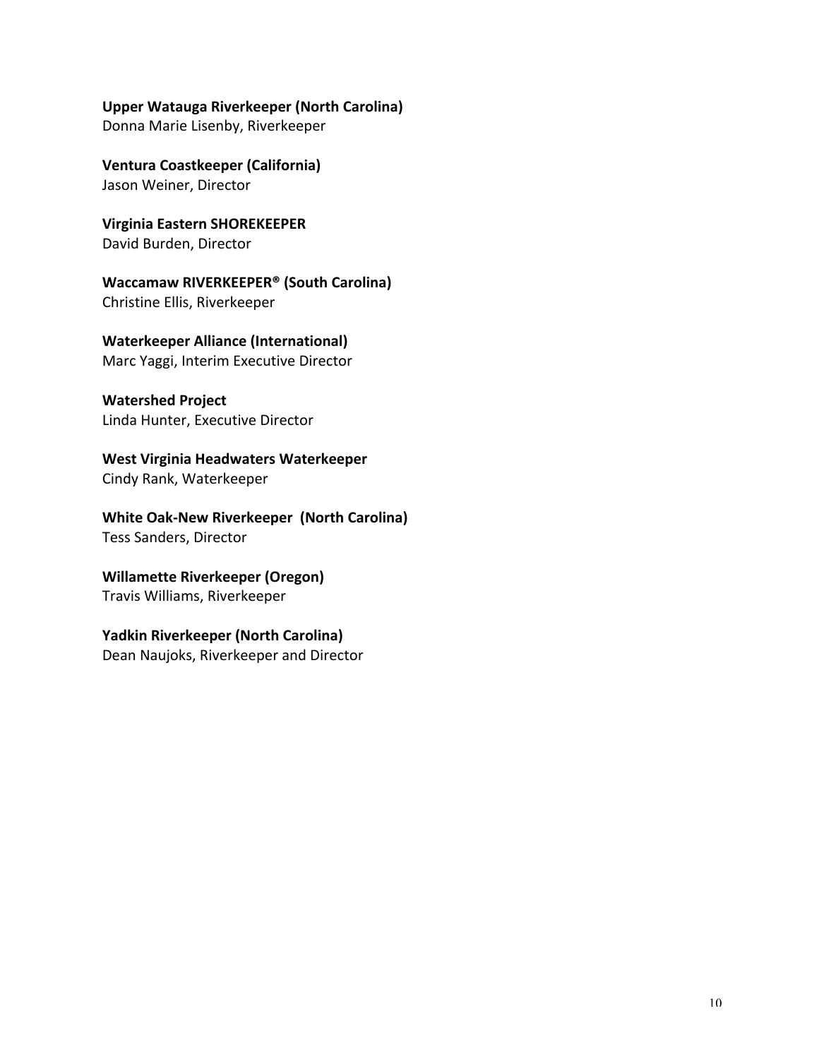**Upper Watauga Riverkeeper (North Carolina)**
Donna Marie Lisenby, Riverkeeper

**Ventura Coastkeeper (California)**
Jason Weiner, Director

**Virginia Eastern SHOREKEEPER**
David Burden, Director

**Waccamaw RIVERKEEPER® (South Carolina)**
Christine Ellis, Riverkeeper

**Waterkeeper Alliance (International)**
Marc Yaggi, Interim Executive Director

**Watershed Project**
Linda Hunter, Executive Director

**West Virginia Headwaters Waterkeeper**
Cindy Rank, Waterkeeper

**White Oak-New Riverkeeper (North Carolina)**
Tess Sanders, Director

**Willamette Riverkeeper (Oregon)**
Travis Williams, Riverkeeper

**Yadkin Riverkeeper (North Carolina)**
Dean Naujoks, Riverkeeper and Director